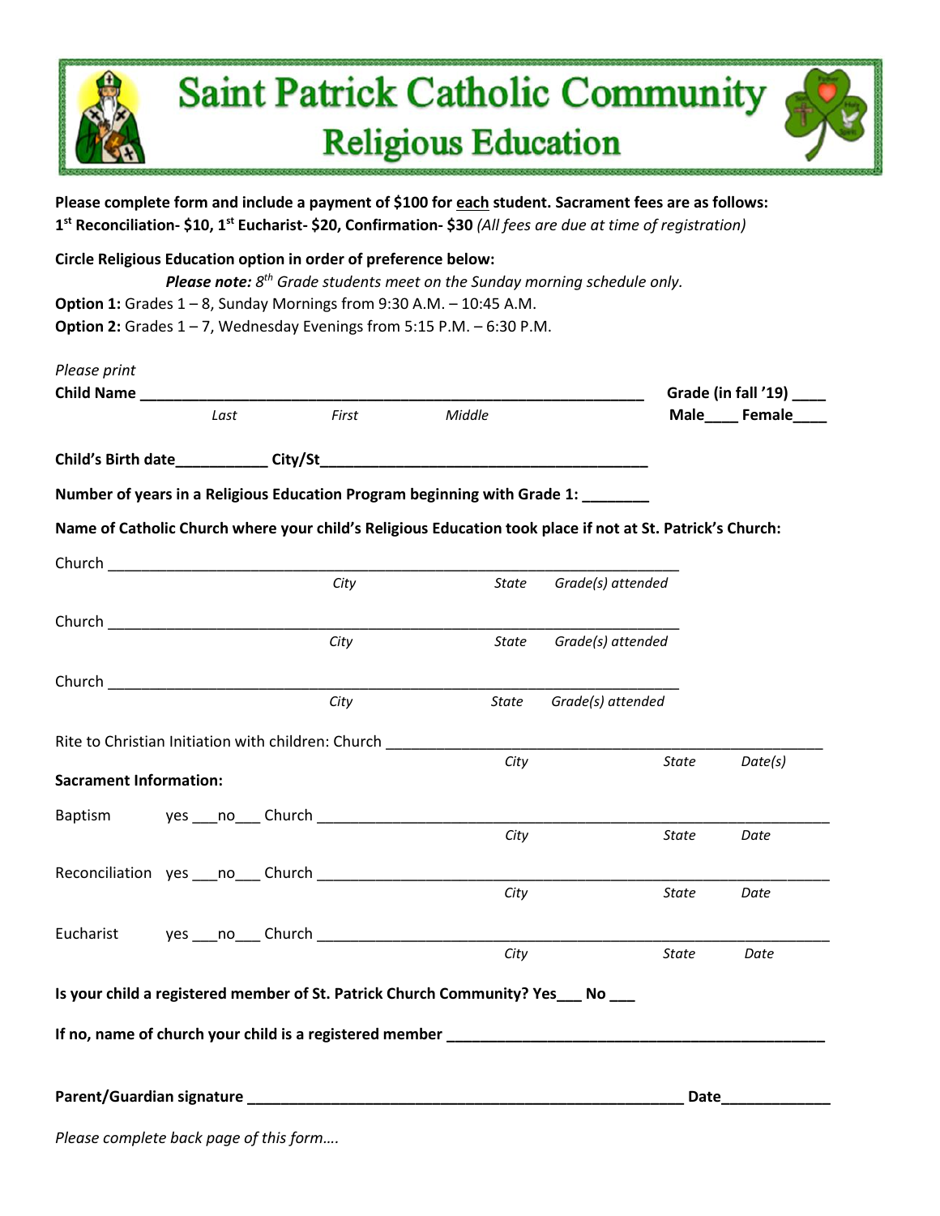# Saint Patrick Catholic Community

## Religious Education

**Please complete form and include a payment of $100 for each student. Sacrament fees are as follows: 1st Reconciliation- $10, 1st Eucharist- $20, Confirmation- $30** *(All fees are due at time of registration)*

**Circle Religious Education option in order of preference below:**

***Please note:*** *8th Grade students meet on the Sunday morning schedule only.*

**Option 1:** Grades 1 – 8, Sunday Mornings from 9:30 A.M. – 10:45 A.M.

**Option 2:** Grades 1 – 7, Wednesday Evenings from 5:15 P.M. – 6:30 P.M.

*Please print*

**Child Name** ______________________________________________ **Grade (in fall '19)** ____

*Last* *First* *Middle* **Male**____ **Female**____

**Child's Birth date**___________ **City/St**_________________________________________

**Number of years in a Religious Education Program beginning with Grade 1:** ________

**Name of Catholic Church where your child's Religious Education took place if not at St. Patrick's Church:**

Church ______________________________________________________________________

*City* *State* *Grade(s) attended*

Church ______________________________________________________________________

*City* *State* *Grade(s) attended*

Church ______________________________________________________________________

*City* *State* *Grade(s) attended*

Rite to Christian Initiation with children: Church ______________________________________

*City* *State* *Date(s)*

**Sacrament Information:**

Baptism yes ___no___ Church ___________________________________________________

*City* *State* *Date*

Reconciliation yes ___no___ Church ___________________________________________________

*City* *State* *Date*

Eucharist yes ___no___ Church ___________________________________________________

*City* *State* *Date*

**Is your child a registered member of St. Patrick Church Community? Yes___ No ___**

**If no, name of church your child is a registered member** ______________________________

**Parent/Guardian signature** ________________________________________ **Date**____________

*Please complete back page of this form….*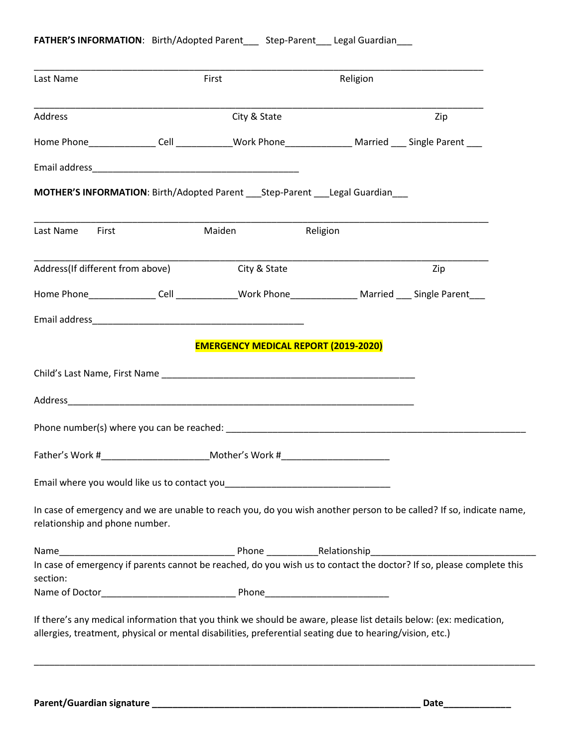**FATHER'S INFORMATION**: Birth/Adopted Parent___ Step-Parent___ Legal Guardian___

___________________________________________________________________________________

Last Name First Religion

___________________________________________________________________________________

Address City & State Zip

Home Phone_____________ Cell ___________Work Phone_____________ Married ___ Single Parent ___

Email address________________________________________

**MOTHER'S INFORMATION**: Birth/Adopted Parent ___Step-Parent ___Legal Guardian___

___________________________________________________________________________________

Last Name First Maiden Religion

___________________________________________________________________________________

Address(If different from above) City & State Zip

Home Phone_____________ Cell ____________Work Phone_____________ Married ___ Single Parent___

Email address_________________________________________

## EMERGENCY MEDICAL REPORT (2019-2020)

Child's Last Name, First Name _________________________________________________

Address__________________________________________________________________

Phone number(s) where you can be reached: __________________________________________________________

Father's Work #____________________Mother's Work #____________________

Email where you would like us to contact you________________________________

In case of emergency and we are unable to reach you, do you wish another person to be called? If so, indicate name, relationship and phone number.

Name__________________________________ Phone __________Relationship________________________________

In case of emergency if parents cannot be reached, do you wish us to contact the doctor? If so, please complete this section:

Name of Doctor__________________________ Phone________________________

If there's any medical information that you think we should be aware, please list details below: (ex: medication, allergies, treatment, physical or mental disabilities, preferential seating due to hearing/vision, etc.)

_______________________________________________________________________________________________

**Parent/Guardian signature ____________________________________________________ Date_____________**